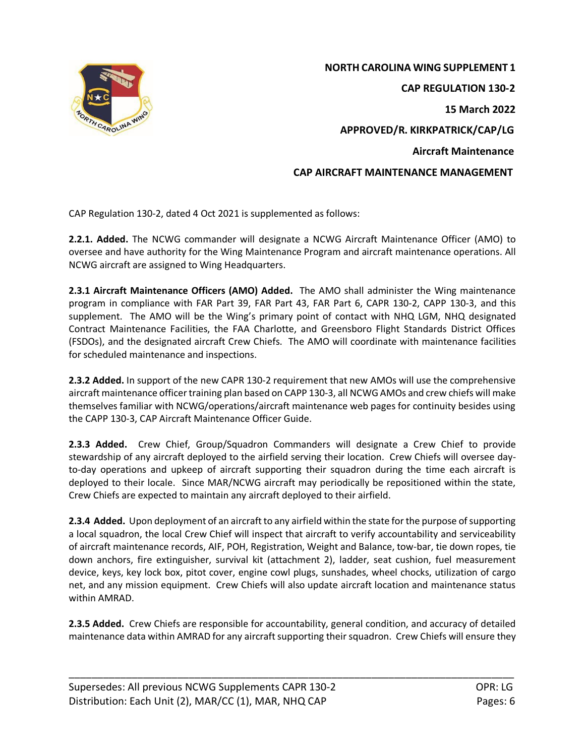**NORTH CAROLINA WING SUPPLEMENT 1**

**CAP REGULATION 130-2**

**15 March 2022**

**APPROVED/R. KIRKPATRICK/CAP/LG**

**Aircraft Maintenance**

**CAP AIRCRAFT MAINTENANCE MANAGEMENT**

CAP Regulation 130-2, dated 4 Oct 2021 is supplemented as follows:

**2.2.1. Added.** The NCWG commander will designate a NCWG Aircraft Maintenance Officer (AMO) to oversee and have authority for the Wing Maintenance Program and aircraft maintenance operations. All NCWG aircraft are assigned to Wing Headquarters.

**2.3.1 Aircraft Maintenance Officers (AMO) Added.** The AMO shall administer the Wing maintenance program in compliance with FAR Part 39, FAR Part 43, FAR Part 6, CAPR 130-2, CAPP 130-3, and this supplement. The AMO will be the Wing's primary point of contact with NHQ LGM, NHQ designated Contract Maintenance Facilities, the FAA Charlotte, and Greensboro Flight Standards District Offices (FSDOs), and the designated aircraft Crew Chiefs. The AMO will coordinate with maintenance facilities for scheduled maintenance and inspections.

**2.3.2 Added.** In support of the new CAPR 130-2 requirement that new AMOs will use the comprehensive aircraft maintenance officer training plan based on CAPP 130-3, all NCWG AMOs and crew chiefs will make themselves familiar with NCWG/operations/aircraft maintenance web pages for continuity besides using the CAPP 130-3, CAP Aircraft Maintenance Officer Guide.

**2.3.3 Added.** Crew Chief, Group/Squadron Commanders will designate a Crew Chief to provide stewardship of any aircraft deployed to the airfield serving their location. Crew Chiefs will oversee day-to-day operations and upkeep of aircraft supporting their squadron during the time each aircraft is deployed to their locale. Since MAR/NCWG aircraft may periodically be repositioned within the state, Crew Chiefs are expected to maintain any aircraft deployed to their airfield.

**2.3.4 Added.** Upon deployment of an aircraft to any airfield within the state for the purpose of supporting a local squadron, the local Crew Chief will inspect that aircraft to verify accountability and serviceability of aircraft maintenance records, AIF, POH, Registration, Weight and Balance, tow-bar, tie down ropes, tie down anchors, fire extinguisher, survival kit (attachment 2), ladder, seat cushion, fuel measurement device, keys, key lock box, pitot cover, engine cowl plugs, sunshades, wheel chocks, utilization of cargo net, and any mission equipment. Crew Chiefs will also update aircraft location and maintenance status within AMRAD.

**2.3.5 Added.** Crew Chiefs are responsible for accountability, general condition, and accuracy of detailed maintenance data within AMRAD for any aircraft supporting their squadron. Crew Chiefs will ensure they

Supersedes: All previous NCWG Supplements CAPR 130-2 | OPR: LG
Distribution: Each Unit (2), MAR/CC (1), MAR, NHQ CAP | Pages: 6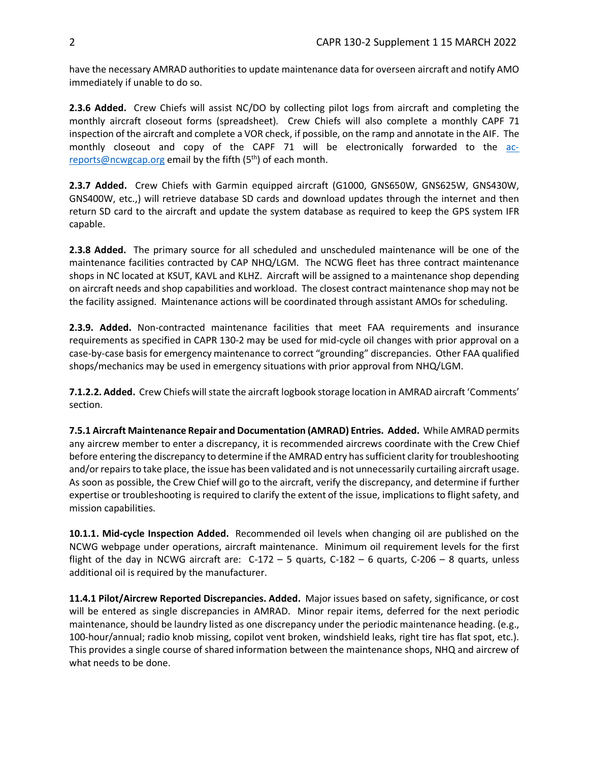have the necessary AMRAD authorities to update maintenance data for overseen aircraft and notify AMO immediately if unable to do so.

**2.3.6 Added.** Crew Chiefs will assist NC/DO by collecting pilot logs from aircraft and completing the monthly aircraft closeout forms (spreadsheet). Crew Chiefs will also complete a monthly CAPF 71 inspection of the aircraft and complete a VOR check, if possible, on the ramp and annotate in the AIF. The monthly closeout and copy of the CAPF 71 will be electronically forwarded to the [ac-reports@ncwgcap.org](mailto:ac-reports@ncwgcap.org) email by the fifth (5th) of each month.

**2.3.7 Added.** Crew Chiefs with Garmin equipped aircraft (G1000, GNS650W, GNS625W, GNS430W, GNS400W, etc.,) will retrieve database SD cards and download updates through the internet and then return SD card to the aircraft and update the system database as required to keep the GPS system IFR capable.

**2.3.8 Added.** The primary source for all scheduled and unscheduled maintenance will be one of the maintenance facilities contracted by CAP NHQ/LGM. The NCWG fleet has three contract maintenance shops in NC located at KSUT, KAVL and KLHZ. Aircraft will be assigned to a maintenance shop depending on aircraft needs and shop capabilities and workload. The closest contract maintenance shop may not be the facility assigned. Maintenance actions will be coordinated through assistant AMOs for scheduling.

**2.3.9. Added.** Non-contracted maintenance facilities that meet FAA requirements and insurance requirements as specified in CAPR 130-2 may be used for mid-cycle oil changes with prior approval on a case-by-case basis for emergency maintenance to correct "grounding" discrepancies. Other FAA qualified shops/mechanics may be used in emergency situations with prior approval from NHQ/LGM.

**7.1.2.2. Added.** Crew Chiefs will state the aircraft logbook storage location in AMRAD aircraft 'Comments' section.

**7.5.1 Aircraft Maintenance Repair and Documentation (AMRAD) Entries. Added.** While AMRAD permits any aircrew member to enter a discrepancy, it is recommended aircrews coordinate with the Crew Chief before entering the discrepancy to determine if the AMRAD entry has sufficient clarity for troubleshooting and/or repairs to take place, the issue has been validated and is not unnecessarily curtailing aircraft usage. As soon as possible, the Crew Chief will go to the aircraft, verify the discrepancy, and determine if further expertise or troubleshooting is required to clarify the extent of the issue, implications to flight safety, and mission capabilities.

**10.1.1. Mid-cycle Inspection Added.** Recommended oil levels when changing oil are published on the NCWG webpage under operations, aircraft maintenance. Minimum oil requirement levels for the first flight of the day in NCWG aircraft are: C-172 – 5 quarts, C-182 – 6 quarts, C-206 – 8 quarts, unless additional oil is required by the manufacturer.

**11.4.1 Pilot/Aircrew Reported Discrepancies. Added.** Major issues based on safety, significance, or cost will be entered as single discrepancies in AMRAD. Minor repair items, deferred for the next periodic maintenance, should be laundry listed as one discrepancy under the periodic maintenance heading. (e.g., 100-hour/annual; radio knob missing, copilot vent broken, windshield leaks, right tire has flat spot, etc.). This provides a single course of shared information between the maintenance shops, NHQ and aircrew of what needs to be done.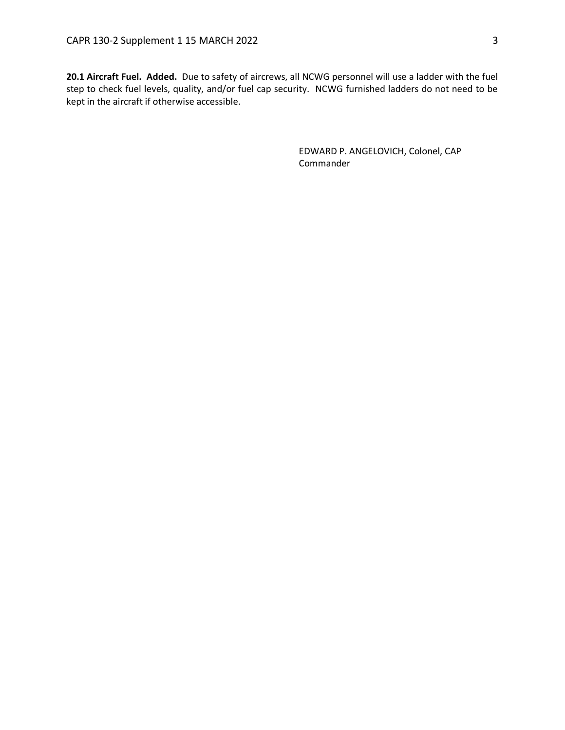**20.1 Aircraft Fuel. Added.** Due to safety of aircrews, all NCWG personnel will use a ladder with the fuel step to check fuel levels, quality, and/or fuel cap security. NCWG furnished ladders do not need to be kept in the aircraft if otherwise accessible.

EDWARD P. ANGELOVICH, Colonel, CAP
Commander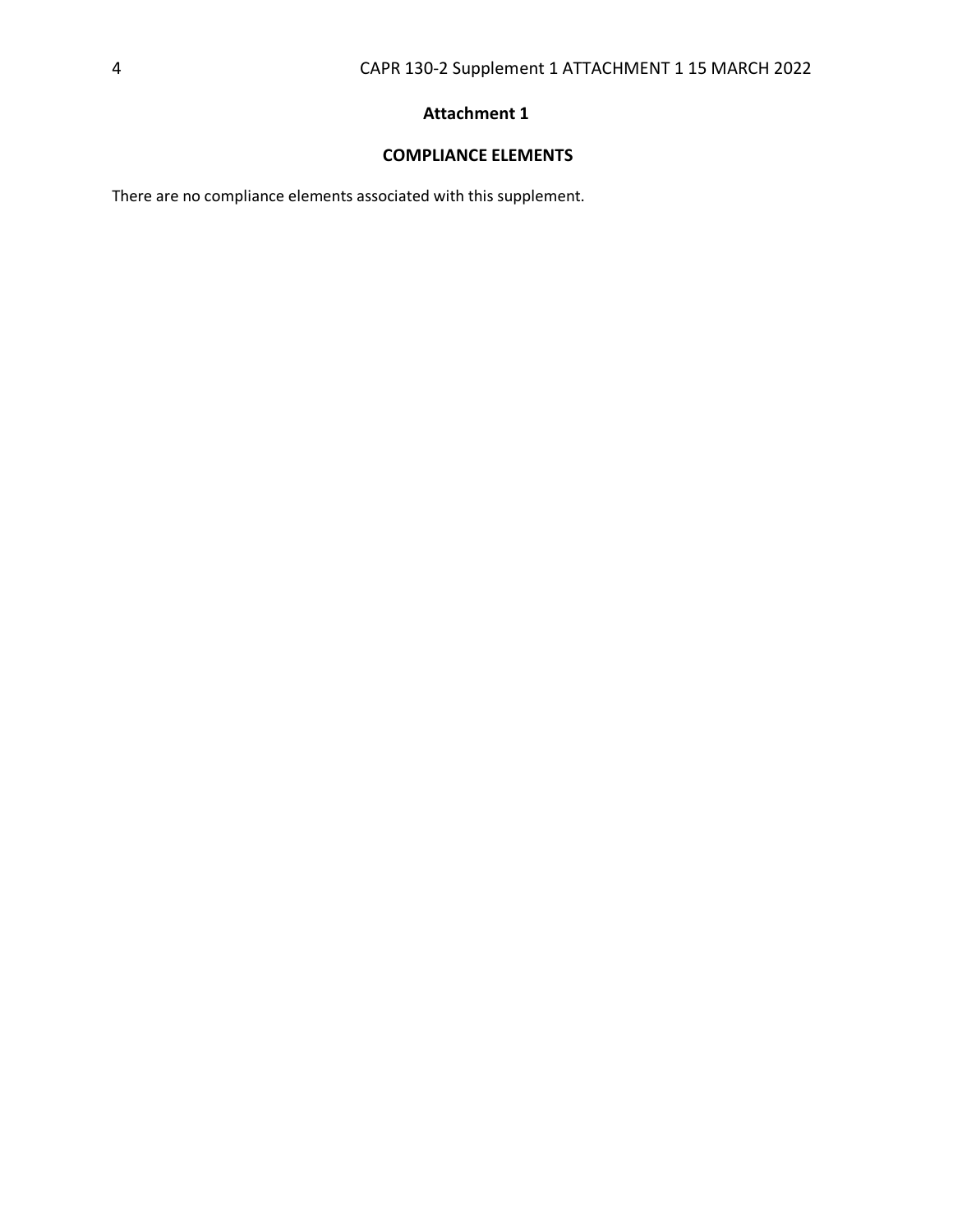## Attachment 1

### COMPLIANCE ELEMENTS

There are no compliance elements associated with this supplement.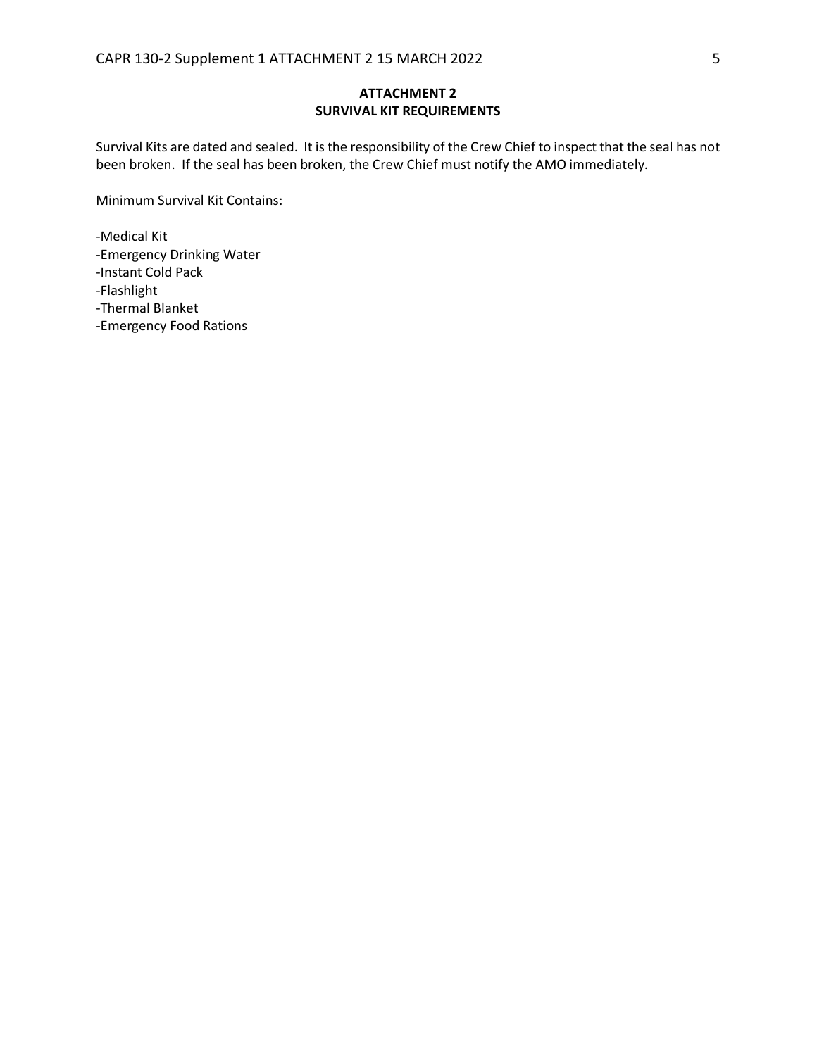# ATTACHMENT 2
## SURVIVAL KIT REQUIREMENTS

Survival Kits are dated and sealed. It is the responsibility of the Crew Chief to inspect that the seal has not been broken. If the seal has been broken, the Crew Chief must notify the AMO immediately.

Minimum Survival Kit Contains:

-Medical Kit
-Emergency Drinking Water
-Instant Cold Pack
-Flashlight
-Thermal Blanket
-Emergency Food Rations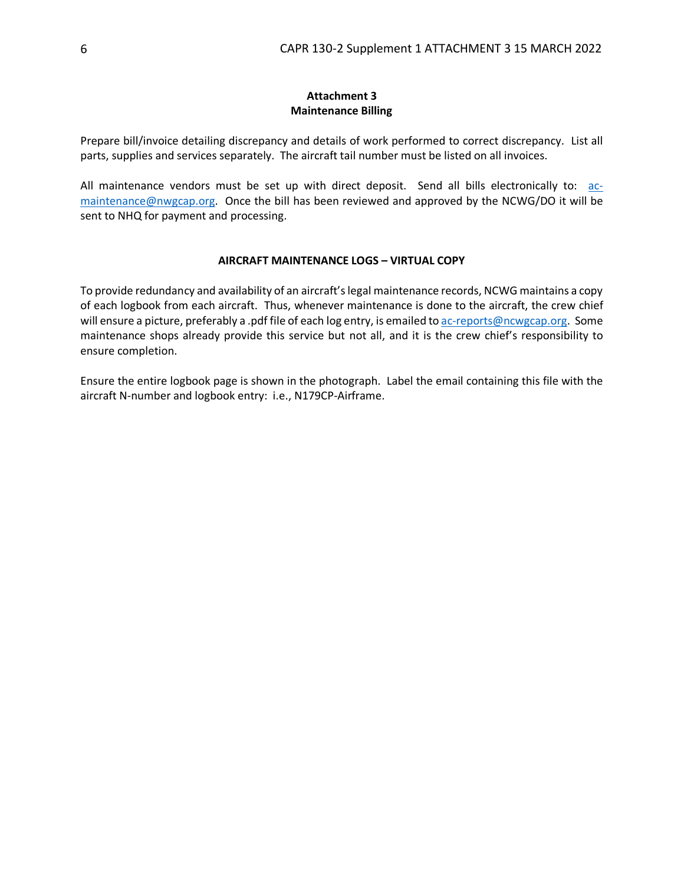## Attachment 3
## Maintenance Billing

Prepare bill/invoice detailing discrepancy and details of work performed to correct discrepancy. List all parts, supplies and services separately. The aircraft tail number must be listed on all invoices.

All maintenance vendors must be set up with direct deposit. Send all bills electronically to: ac-maintenance@nwgcap.org. Once the bill has been reviewed and approved by the NCWG/DO it will be sent to NHQ for payment and processing.

### AIRCRAFT MAINTENANCE LOGS – VIRTUAL COPY

To provide redundancy and availability of an aircraft's legal maintenance records, NCWG maintains a copy of each logbook from each aircraft. Thus, whenever maintenance is done to the aircraft, the crew chief will ensure a picture, preferably a .pdf file of each log entry, is emailed to ac-reports@ncwgcap.org. Some maintenance shops already provide this service but not all, and it is the crew chief's responsibility to ensure completion.

Ensure the entire logbook page is shown in the photograph. Label the email containing this file with the aircraft N-number and logbook entry: i.e., N179CP-Airframe.